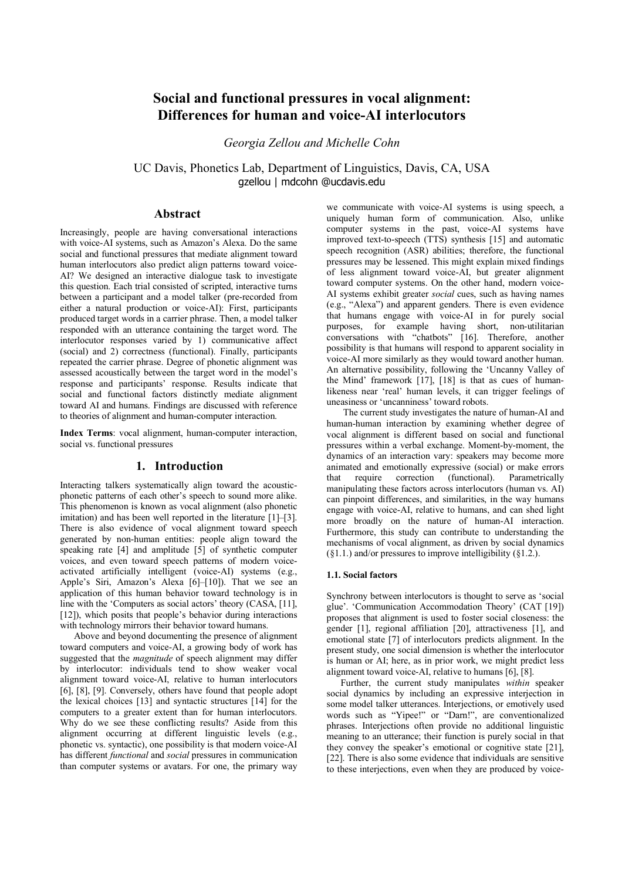# Social and functional pressures in vocal alignment: Differences for human and voice-AI interlocutors

*Georgia Zellou and Michelle Cohn*

UC Davis, Phonetics Lab, Department of Linguistics, Davis, CA, USA
gzellou | mdcohn @ucdavis.edu

## Abstract

Increasingly, people are having conversational interactions with voice-AI systems, such as Amazon's Alexa. Do the same social and functional pressures that mediate alignment toward human interlocutors also predict align patterns toward voice-AI? We designed an interactive dialogue task to investigate this question. Each trial consisted of scripted, interactive turns between a participant and a model talker (pre-recorded from either a natural production or voice-AI): First, participants produced target words in a carrier phrase. Then, a model talker responded with an utterance containing the target word. The interlocutor responses varied by 1) communicative affect (social) and 2) correctness (functional). Finally, participants repeated the carrier phrase. Degree of phonetic alignment was assessed acoustically between the target word in the model's response and participants' response. Results indicate that social and functional factors distinctly mediate alignment toward AI and humans. Findings are discussed with reference to theories of alignment and human-computer interaction.

**Index Terms**: vocal alignment, human-computer interaction, social vs. functional pressures

## 1. Introduction

Interacting talkers systematically align toward the acoustic-phonetic patterns of each other's speech to sound more alike. This phenomenon is known as vocal alignment (also phonetic imitation) and has been well reported in the literature [1]–[3]. There is also evidence of vocal alignment toward speech generated by non-human entities: people align toward the speaking rate [4] and amplitude [5] of synthetic computer voices, and even toward speech patterns of modern voice-activated artificially intelligent (voice-AI) systems (e.g., Apple's Siri, Amazon's Alexa [6]–[10]). That we see an application of this human behavior toward technology is in line with the 'Computers as social actors' theory (CASA, [11], [12]), which posits that people's behavior during interactions with technology mirrors their behavior toward humans.

Above and beyond documenting the presence of alignment toward computers and voice-AI, a growing body of work has suggested that the *magnitude* of speech alignment may differ by interlocutor: individuals tend to show weaker vocal alignment toward voice-AI, relative to human interlocutors [6], [8], [9]. Conversely, others have found that people adopt the lexical choices [13] and syntactic structures [14] for the computers to a greater extent than for human interlocutors. Why do we see these conflicting results? Aside from this alignment occurring at different linguistic levels (e.g., phonetic vs. syntactic), one possibility is that modern voice-AI has different *functional* and *social* pressures in communication than computer systems or avatars. For one, the primary way we communicate with voice-AI systems is using speech, a uniquely human form of communication. Also, unlike computer systems in the past, voice-AI systems have improved text-to-speech (TTS) synthesis [15] and automatic speech recognition (ASR) abilities; therefore, the functional pressures may be lessened. This might explain mixed findings of less alignment toward voice-AI, but greater alignment toward computer systems. On the other hand, modern voice-AI systems exhibit greater *social* cues, such as having names (e.g., "Alexa") and apparent genders. There is even evidence that humans engage with voice-AI in for purely social purposes, for example having short, non-utilitarian conversations with "chatbots" [16]. Therefore, another possibility is that humans will respond to apparent sociality in voice-AI more similarly as they would toward another human. An alternative possibility, following the 'Uncanny Valley of the Mind' framework [17], [18] is that as cues of human-likeness near 'real' human levels, it can trigger feelings of uneasiness or 'uncanniness' toward robots.

The current study investigates the nature of human-AI and human-human interaction by examining whether degree of vocal alignment is different based on social and functional pressures within a verbal exchange. Moment-by-moment, the dynamics of an interaction vary: speakers may become more animated and emotionally expressive (social) or make errors that require correction (functional). Parametrically manipulating these factors across interlocutors (human vs. AI) can pinpoint differences, and similarities, in the way humans engage with voice-AI, relative to humans, and can shed light more broadly on the nature of human-AI interaction. Furthermore, this study can contribute to understanding the mechanisms of vocal alignment, as driven by social dynamics (§1.1.) and/or pressures to improve intelligibility (§1.2.).

### 1.1. Social factors

Synchrony between interlocutors is thought to serve as 'social glue'. 'Communication Accommodation Theory' (CAT [19]) proposes that alignment is used to foster social closeness: the gender [1], regional affiliation [20], attractiveness [1], and emotional state [7] of interlocutors predicts alignment. In the present study, one social dimension is whether the interlocutor is human or AI; here, as in prior work, we might predict less alignment toward voice-AI, relative to humans [6], [8].

Further, the current study manipulates *within* speaker social dynamics by including an expressive interjection in some model talker utterances. Interjections, or emotively used words such as "Yipee!" or "Darn!", are conventionalized phrases. Interjections often provide no additional linguistic meaning to an utterance; their function is purely social in that they convey the speaker's emotional or cognitive state [21], [22]. There is also some evidence that individuals are sensitive to these interjections, even when they are produced by voice-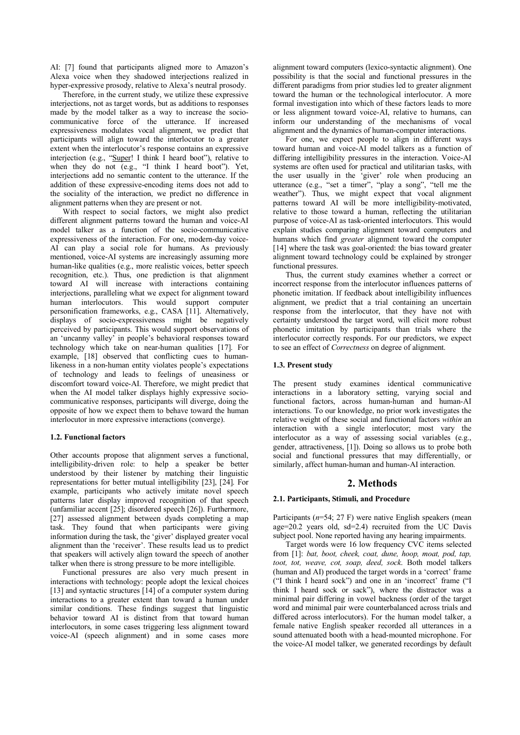AI: [7] found that participants aligned more to Amazon's Alexa voice when they shadowed interjections realized in hyper-expressive prosody, relative to Alexa's neutral prosody.

Therefore, in the current study, we utilize these expressive interjections, not as target words, but as additions to responses made by the model talker as a way to increase the socio-communicative force of the utterance. If increased expressiveness modulates vocal alignment, we predict that participants will align toward the interlocutor to a greater extent when the interlocutor's response contains an expressive interjection (e.g., "Super! I think I heard boot"), relative to when they do not (e.g., "I think I heard boot"). Yet, interjections add no semantic content to the utterance. If the addition of these expressive-encoding items does not add to the sociality of the interaction, we predict no difference in alignment patterns when they are present or not.

With respect to social factors, we might also predict different alignment patterns toward the human and voice-AI model talker as a function of the socio-communicative expressiveness of the interaction. For one, modern-day voice-AI can play a social role for humans. As previously mentioned, voice-AI systems are increasingly assuming more human-like qualities (e.g., more realistic voices, better speech recognition, etc.). Thus, one prediction is that alignment toward AI will increase with interactions containing interjections, paralleling what we expect for alignment toward human interlocutors. This would support computer personification frameworks, e.g., CASA [11]. Alternatively, displays of socio-expressiveness might be negatively perceived by participants. This would support observations of an 'uncanny valley' in people's behavioral responses toward technology which take on near-human qualities [17]. For example, [18] observed that conflicting cues to human-likeness in a non-human entity violates people's expectations of technology and leads to feelings of uneasiness or discomfort toward voice-AI. Therefore, we might predict that when the AI model talker displays highly expressive socio-communicative responses, participants will diverge, doing the opposite of how we expect them to behave toward the human interlocutor in more expressive interactions (converge).

### 1.2. Functional factors

Other accounts propose that alignment serves a functional, intelligibility-driven role: to help a speaker be better understood by their listener by matching their linguistic representations for better mutual intelligibility [23], [24]. For example, participants who actively imitate novel speech patterns later display improved recognition of that speech (unfamiliar accent [25]; disordered speech [26]). Furthermore, [27] assessed alignment between dyads completing a map task. They found that when participants were giving information during the task, the 'giver' displayed greater vocal alignment than the 'receiver'. These results lead us to predict that speakers will actively align toward the speech of another talker when there is strong pressure to be more intelligible.

Functional pressures are also very much present in interactions with technology: people adopt the lexical choices [13] and syntactic structures [14] of a computer system during interactions to a greater extent than toward a human under similar conditions. These findings suggest that linguistic behavior toward AI is distinct from that toward human interlocutors, in some cases triggering less alignment toward voice-AI (speech alignment) and in some cases more alignment toward computers (lexico-syntactic alignment). One possibility is that the social and functional pressures in the different paradigms from prior studies led to greater alignment toward the human or the technological interlocutor. A more formal investigation into which of these factors leads to more or less alignment toward voice-AI, relative to humans, can inform our understanding of the mechanisms of vocal alignment and the dynamics of human-computer interactions.

For one, we expect people to align in different ways toward human and voice-AI model talkers as a function of differing intelligibility pressures in the interaction. Voice-AI systems are often used for practical and utilitarian tasks, with the user usually in the 'giver' role when producing an utterance (e.g., "set a timer", "play a song", "tell me the weather"). Thus, we might expect that vocal alignment patterns toward AI will be more intelligibility-motivated, relative to those toward a human, reflecting the utilitarian purpose of voice-AI as task-oriented interlocutors. This would explain studies comparing alignment toward computers and humans which find *greater* alignment toward the computer [14] where the task was goal-oriented: the bias toward greater alignment toward technology could be explained by stronger functional pressures.

Thus, the current study examines whether a correct or incorrect response from the interlocutor influences patterns of phonetic imitation. If feedback about intelligibility influences alignment, we predict that a trial containing an uncertain response from the interlocutor, that they have not with certainty understood the target word, will elicit more robust phonetic imitation by participants than trials where the interlocutor correctly responds. For our predictors, we expect to see an effect of *Correctness* on degree of alignment.

### 1.3. Present study

The present study examines identical communicative interactions in a laboratory setting, varying social and functional factors, across human-human and human-AI interactions. To our knowledge, no prior work investigates the relative weight of these social and functional factors *within* an interaction with a single interlocutor; most vary the interlocutor as a way of assessing social variables (e.g., gender, attractiveness, [1]). Doing so allows us to probe both social and functional pressures that may differentially, or similarly, affect human-human and human-AI interaction.

## 2. Methods

### 2.1. Participants, Stimuli, and Procedure

Participants ($n$=54; 27 F) were native English speakers (mean age=20.2 years old, sd=2.4) recruited from the UC Davis subject pool. None reported having any hearing impairments.

Target words were 16 low frequency CVC items selected from [1]: *bat, boot, cheek, coat, dune, hoop, moat, pod, tap, toot, tot, weave, cot, soap, deed, sock.* Both model talkers (human and AI) produced the target words in a 'correct' frame ("I think I heard sock") and one in an 'incorrect' frame ("I think I heard sock or sack"), where the distractor was a minimal pair differing in vowel backness (order of the target word and minimal pair were counterbalanced across trials and differed across interlocutors). For the human model talker, a female native English speaker recorded all utterances in a sound attenuated booth with a head-mounted microphone. For the voice-AI model talker, we generated recordings by default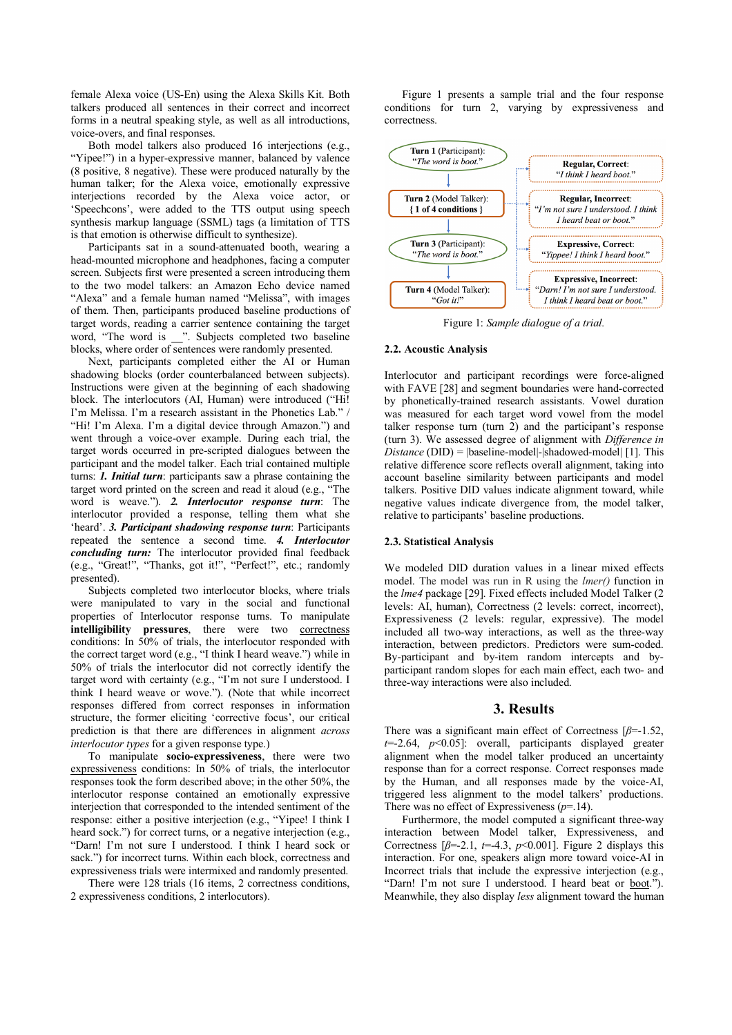female Alexa voice (US-En) using the Alexa Skills Kit. Both talkers produced all sentences in their correct and incorrect forms in a neutral speaking style, as well as all introductions, voice-overs, and final responses.

Both model talkers also produced 16 interjections (e.g., "Yipee!") in a hyper-expressive manner, balanced by valence (8 positive, 8 negative). These were produced naturally by the human talker; for the Alexa voice, emotionally expressive interjections recorded by the Alexa voice actor, or 'Speechcons', were added to the TTS output using speech synthesis markup language (SSML) tags (a limitation of TTS is that emotion is otherwise difficult to synthesize).

Participants sat in a sound-attenuated booth, wearing a head-mounted microphone and headphones, facing a computer screen. Subjects first were presented a screen introducing them to the two model talkers: an Amazon Echo device named "Alexa" and a female human named "Melissa", with images of them. Then, participants produced baseline productions of target words, reading a carrier sentence containing the target word, "The word is __". Subjects completed two baseline blocks, where order of sentences were randomly presented.

Next, participants completed either the AI or Human shadowing blocks (order counterbalanced between subjects). Instructions were given at the beginning of each shadowing block. The interlocutors (AI, Human) were introduced ("Hi! I'm Melissa. I'm a research assistant in the Phonetics Lab." / "Hi! I'm Alexa. I'm a digital device through Amazon.") and went through a voice-over example. During each trial, the target words occurred in pre-scripted dialogues between the participant and the model talker. Each trial contained multiple turns: ***1. Initial turn***: participants saw a phrase containing the target word printed on the screen and read it aloud (e.g., "The word is weave."). ***2. Interlocutor response turn***: The interlocutor provided a response, telling them what she 'heard'. ***3. Participant shadowing response turn***: Participants repeated the sentence a second time. ***4. Interlocutor concluding turn:*** The interlocutor provided final feedback (e.g., "Great!", "Thanks, got it!", "Perfect!", etc.; randomly presented).

Subjects completed two interlocutor blocks, where trials were manipulated to vary in the social and functional properties of Interlocutor response turns. To manipulate **intelligibility pressures**, there were two correctness conditions: In 50% of trials, the interlocutor responded with the correct target word (e.g., "I think I heard weave.") while in 50% of trials the interlocutor did not correctly identify the target word with certainty (e.g., "I'm not sure I understood. I think I heard weave or wove."). (Note that while incorrect responses differed from correct responses in information structure, the former eliciting 'corrective focus', our critical prediction is that there are differences in alignment *across interlocutor types* for a given response type.)

To manipulate **socio-expressiveness**, there were two expressiveness conditions: In 50% of trials, the interlocutor responses took the form described above; in the other 50%, the interlocutor response contained an emotionally expressive interjection that corresponded to the intended sentiment of the response: either a positive interjection (e.g., "Yipee! I think I heard sock.") for correct turns, or a negative interjection (e.g., "Darn! I'm not sure I understood. I think I heard sock or sack.") for incorrect turns. Within each block, correctness and expressiveness trials were intermixed and randomly presented.

There were 128 trials (16 items, 2 correctness conditions, 2 expressiveness conditions, 2 interlocutors).

Figure 1 presents a sample trial and the four response conditions for turn 2, varying by expressiveness and correctness.

**Turn 1** (Participant): *"The word is boot."*
**Turn 2** (Model Talker): **{ 1 of 4 conditions }**
**Turn 3** (Participant): *"The word is boot."*
**Turn 4** (Model Talker): *"Got it!"*

**Regular, Correct**: *"I think I heard boot."*
**Regular, Incorrect**: *"I'm not sure I understood. I think I heard beat or boot."*
**Expressive, Correct**: *"Yippee! I think I heard boot."*
**Expressive, Incorrect**: *"Darn! I'm not sure I understood. I think I heard beat or boot."*

Figure 1: *Sample dialogue of a trial.*

### 2.2. Acoustic Analysis

Interlocutor and participant recordings were force-aligned with FAVE [28] and segment boundaries were hand-corrected by phonetically-trained research assistants. Vowel duration was measured for each target word vowel from the model talker response turn (turn 2) and the participant's response (turn 3). We assessed degree of alignment with *Difference in Distance* (DID) = |baseline-model|-|shadowed-model| [1]. This relative difference score reflects overall alignment, taking into account baseline similarity between participants and model talkers. Positive DID values indicate alignment toward, while negative values indicate divergence from, the model talker, relative to participants' baseline productions.

### 2.3. Statistical Analysis

We modeled DID duration values in a linear mixed effects model. The model was run in R using the *lmer()* function in the *lme4* package [29]. Fixed effects included Model Talker (2 levels: AI, human), Correctness (2 levels: correct, incorrect), Expressiveness (2 levels: regular, expressive). The model included all two-way interactions, as well as the three-way interaction, between predictors. Predictors were sum-coded. By-participant and by-item random intercepts and by-participant random slopes for each main effect, each two- and three-way interactions were also included.

## 3. Results

There was a significant main effect of Correctness [$\beta$=-1.52, $t$=-2.64, $p$<0.05]: overall, participants displayed greater alignment when the model talker produced an uncertainty response than for a correct response. Correct responses made by the Human, and all responses made by the voice-AI, triggered less alignment to the model talkers' productions. There was no effect of Expressiveness ($p$=.14).

Furthermore, the model computed a significant three-way interaction between Model talker, Expressiveness, and Correctness [$\beta$=-2.1, $t$=-4.3, $p$<0.001]. Figure 2 displays this interaction. For one, speakers align more toward voice-AI in Incorrect trials that include the expressive interjection (e.g., "Darn! I'm not sure I understood. I heard beat or boot."). Meanwhile, they also display *less* alignment toward the human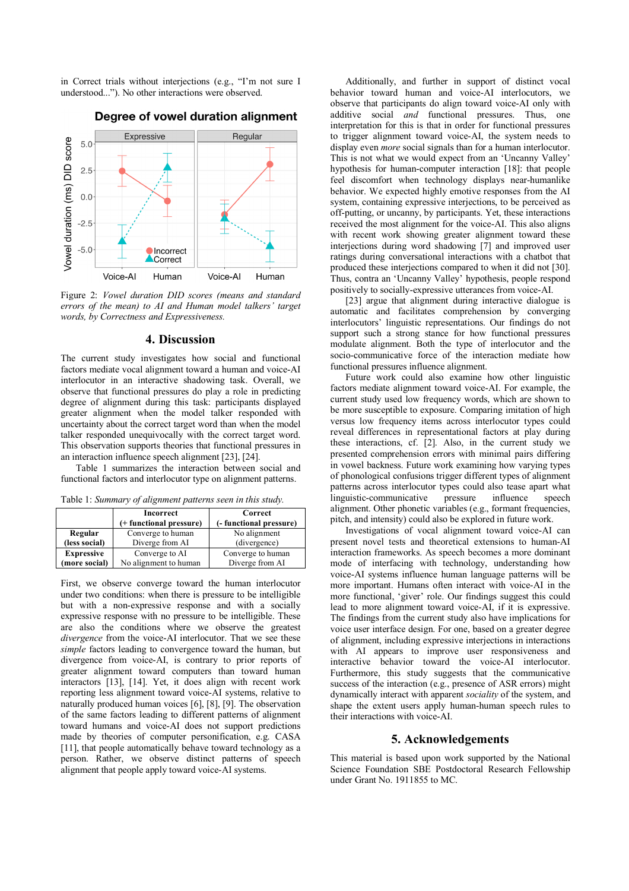in Correct trials without interjections (e.g., "I'm not sure I understood..."). No other interactions were observed.

Figure 2: *Vowel duration DID scores (means and standard errors of the mean) to AI and Human model talkers' target words, by Correctness and Expressiveness.*

## 4. Discussion

The current study investigates how social and functional factors mediate vocal alignment toward a human and voice-AI interlocutor in an interactive shadowing task. Overall, we observe that functional pressures do play a role in predicting degree of alignment during this task: participants displayed greater alignment when the model talker responded with uncertainty about the correct target word than when the model talker responded unequivocally with the correct target word. This observation supports theories that functional pressures in an interaction influence speech alignment [23], [24].

Table 1 summarizes the interaction between social and functional factors and interlocutor type on alignment patterns.

Table 1: *Summary of alignment patterns seen in this study.*

| | Incorrect (+ functional pressure) | Correct (- functional pressure) |
|---|---|---|
| **Regular (less social)** | Converge to human<br>Diverge from AI | No alignment<br>(divergence) |
| **Expressive (more social)** | Converge to AI<br>No alignment to human | Converge to human<br>Diverge from AI |

First, we observe converge toward the human interlocutor under two conditions: when there is pressure to be intelligible but with a non-expressive response and with a socially expressive response with no pressure to be intelligible. These are also the conditions where we observe the greatest *divergence* from the voice-AI interlocutor. That we see these *simple* factors leading to convergence toward the human, but divergence from voice-AI, is contrary to prior reports of greater alignment toward computers than toward human interactors [13], [14]. Yet, it does align with recent work reporting less alignment toward voice-AI systems, relative to naturally produced human voices [6], [8], [9]. The observation of the same factors leading to different patterns of alignment toward humans and voice-AI does not support predictions made by theories of computer personification, e.g. CASA [11], that people automatically behave toward technology as a person. Rather, we observe distinct patterns of speech alignment that people apply toward voice-AI systems.

Additionally, and further in support of distinct vocal behavior toward human and voice-AI interlocutors, we observe that participants do align toward voice-AI only with additive social *and* functional pressures. Thus, one interpretation for this is that in order for functional pressures to trigger alignment toward voice-AI, the system needs to display even *more* social signals than for a human interlocutor. This is not what we would expect from an 'Uncanny Valley' hypothesis for human-computer interaction [18]: that people feel discomfort when technology displays near-humanlike behavior. We expected highly emotive responses from the AI system, containing expressive interjections, to be perceived as off-putting, or uncanny, by participants. Yet, these interactions received the most alignment for the voice-AI. This also aligns with recent work showing greater alignment toward these interjections during word shadowing [7] and improved user ratings during conversational interactions with a chatbot that produced these interjections compared to when it did not [30]. Thus, contra an 'Uncanny Valley' hypothesis, people respond positively to socially-expressive utterances from voice-AI.

[23] argue that alignment during interactive dialogue is automatic and facilitates comprehension by converging interlocutors' linguistic representations. Our findings do not support such a strong stance for how functional pressures modulate alignment. Both the type of interlocutor and the socio-communicative force of the interaction mediate how functional pressures influence alignment.

Future work could also examine how other linguistic factors mediate alignment toward voice-AI. For example, the current study used low frequency words, which are shown to be more susceptible to exposure. Comparing imitation of high versus low frequency items across interlocutor types could reveal differences in representational factors at play during these interactions, cf. [2]. Also, in the current study we presented comprehension errors with minimal pairs differing in vowel backness. Future work examining how varying types of phonological confusions trigger different types of alignment patterns across interlocutor types could also tease apart what linguistic-communicative pressure influence speech alignment. Other phonetic variables (e.g., formant frequencies, pitch, and intensity) could also be explored in future work.

Investigations of vocal alignment toward voice-AI can present novel tests and theoretical extensions to human-AI interaction frameworks. As speech becomes a more dominant mode of interfacing with technology, understanding how voice-AI systems influence human language patterns will be more important. Humans often interact with voice-AI in the more functional, 'giver' role. Our findings suggest this could lead to more alignment toward voice-AI, if it is expressive. The findings from the current study also have implications for voice user interface design. For one, based on a greater degree of alignment, including expressive interjections in interactions with AI appears to improve user responsiveness and interactive behavior toward the voice-AI interlocutor. Furthermore, this study suggests that the communicative success of the interaction (e.g., presence of ASR errors) might dynamically interact with apparent *sociality* of the system, and shape the extent users apply human-human speech rules to their interactions with voice-AI.

## 5. Acknowledgements

This material is based upon work supported by the National Science Foundation SBE Postdoctoral Research Fellowship under Grant No. 1911855 to MC.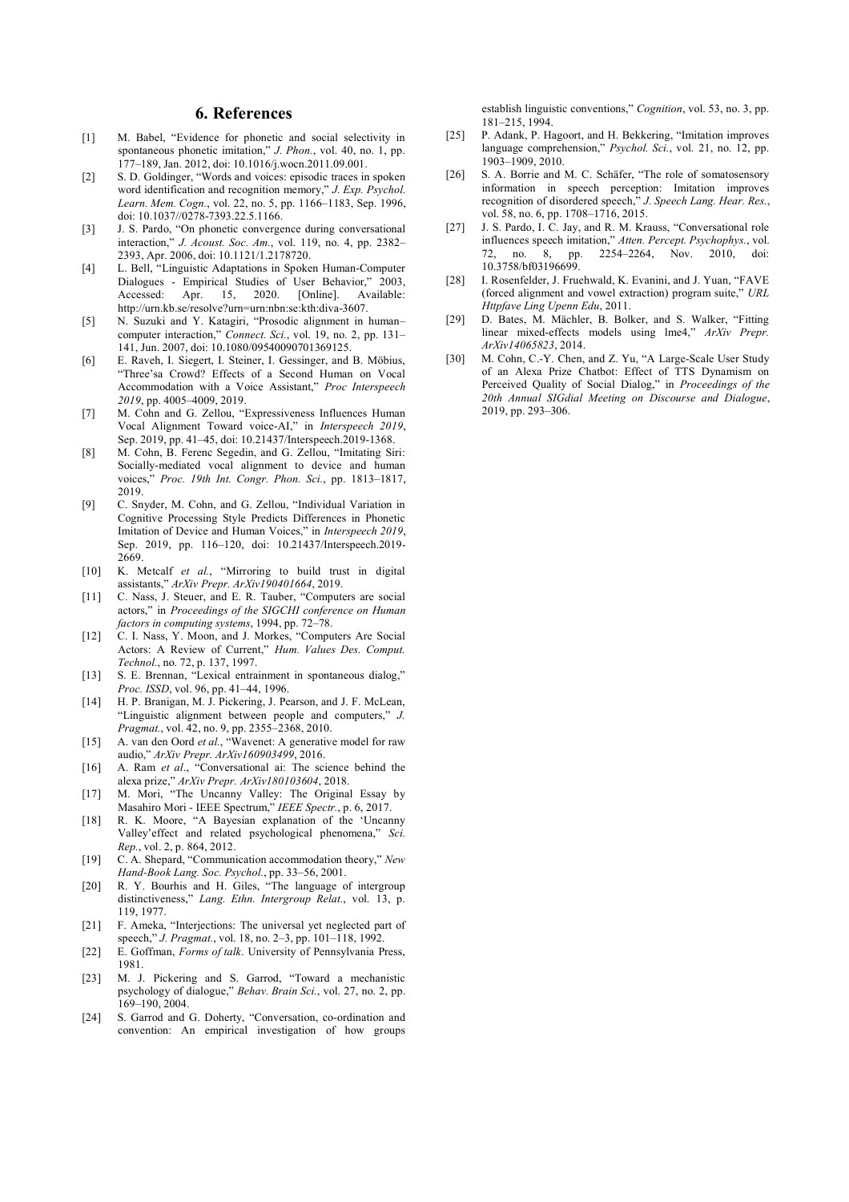# 6. References

[1] M. Babel, "Evidence for phonetic and social selectivity in spontaneous phonetic imitation," *J. Phon.*, vol. 40, no. 1, pp. 177–189, Jan. 2012, doi: 10.1016/j.wocn.2011.09.001.

[2] S. D. Goldinger, "Words and voices: episodic traces in spoken word identification and recognition memory," *J. Exp. Psychol. Learn. Mem. Cogn.*, vol. 22, no. 5, pp. 1166–1183, Sep. 1996, doi: 10.1037//0278-7393.22.5.1166.

[3] J. S. Pardo, "On phonetic convergence during conversational interaction," *J. Acoust. Soc. Am.*, vol. 119, no. 4, pp. 2382–2393, Apr. 2006, doi: 10.1121/1.2178720.

[4] L. Bell, "Linguistic Adaptations in Spoken Human-Computer Dialogues - Empirical Studies of User Behavior," 2003, Accessed: Apr. 15, 2020. [Online]. Available: http://urn.kb.se/resolve?urn=urn:nbn:se:kth:diva-3607.

[5] N. Suzuki and Y. Katagiri, "Prosodic alignment in human–computer interaction," *Connect. Sci.*, vol. 19, no. 2, pp. 131–141, Jun. 2007, doi: 10.1080/09540090701369125.

[6] E. Raveh, I. Siegert, I. Steiner, I. Gessinger, and B. Möbius, "Three'sa Crowd? Effects of a Second Human on Vocal Accommodation with a Voice Assistant," *Proc Interspeech 2019*, pp. 4005–4009, 2019.

[7] M. Cohn and G. Zellou, "Expressiveness Influences Human Vocal Alignment Toward voice-AI," in *Interspeech 2019*, Sep. 2019, pp. 41–45, doi: 10.21437/Interspeech.2019-1368.

[8] M. Cohn, B. Ferenc Segedin, and G. Zellou, "Imitating Siri: Socially-mediated vocal alignment to device and human voices," *Proc. 19th Int. Congr. Phon. Sci.*, pp. 1813–1817, 2019.

[9] C. Snyder, M. Cohn, and G. Zellou, "Individual Variation in Cognitive Processing Style Predicts Differences in Phonetic Imitation of Device and Human Voices," in *Interspeech 2019*, Sep. 2019, pp. 116–120, doi: 10.21437/Interspeech.2019-2669.

[10] K. Metcalf *et al.*, "Mirroring to build trust in digital assistants," *ArXiv Prepr. ArXiv190401664*, 2019.

[11] C. Nass, J. Steuer, and E. R. Tauber, "Computers are social actors," in *Proceedings of the SIGCHI conference on Human factors in computing systems*, 1994, pp. 72–78.

[12] C. I. Nass, Y. Moon, and J. Morkes, "Computers Are Social Actors: A Review of Current," *Hum. Values Des. Comput. Technol.*, no. 72, p. 137, 1997.

[13] S. E. Brennan, "Lexical entrainment in spontaneous dialog," *Proc. ISSD*, vol. 96, pp. 41–44, 1996.

[14] H. P. Branigan, M. J. Pickering, J. Pearson, and J. F. McLean, "Linguistic alignment between people and computers," *J. Pragmat.*, vol. 42, no. 9, pp. 2355–2368, 2010.

[15] A. van den Oord *et al.*, "Wavenet: A generative model for raw audio," *ArXiv Prepr. ArXiv160903499*, 2016.

[16] A. Ram *et al.*, "Conversational ai: The science behind the alexa prize," *ArXiv Prepr. ArXiv180103604*, 2018.

[17] M. Mori, "The Uncanny Valley: The Original Essay by Masahiro Mori - IEEE Spectrum," *IEEE Spectr.*, p. 6, 2017.

[18] R. K. Moore, "A Bayesian explanation of the 'Uncanny Valley'effect and related psychological phenomena," *Sci. Rep.*, vol. 2, p. 864, 2012.

[19] C. A. Shepard, "Communication accommodation theory," *New Hand-Book Lang. Soc. Psychol.*, pp. 33–56, 2001.

[20] R. Y. Bourhis and H. Giles, "The language of intergroup distinctiveness," *Lang. Ethn. Intergroup Relat.*, vol. 13, p. 119, 1977.

[21] F. Ameka, "Interjections: The universal yet neglected part of speech," *J. Pragmat.*, vol. 18, no. 2–3, pp. 101–118, 1992.

[22] E. Goffman, *Forms of talk*. University of Pennsylvania Press, 1981.

[23] M. J. Pickering and S. Garrod, "Toward a mechanistic psychology of dialogue," *Behav. Brain Sci.*, vol. 27, no. 2, pp. 169–190, 2004.

[24] S. Garrod and G. Doherty, "Conversation, co-ordination and convention: An empirical investigation of how groups establish linguistic conventions," *Cognition*, vol. 53, no. 3, pp. 181–215, 1994.

[25] P. Adank, P. Hagoort, and H. Bekkering, "Imitation improves language comprehension," *Psychol. Sci.*, vol. 21, no. 12, pp. 1903–1909, 2010.

[26] S. A. Borrie and M. C. Schäfer, "The role of somatosensory information in speech perception: Imitation improves recognition of disordered speech," *J. Speech Lang. Hear. Res.*, vol. 58, no. 6, pp. 1708–1716, 2015.

[27] J. S. Pardo, I. C. Jay, and R. M. Krauss, "Conversational role influences speech imitation," *Atten. Percept. Psychophys.*, vol. 72, no. 8, pp. 2254–2264, Nov. 2010, doi: 10.3758/bf03196699.

[28] I. Rosenfelder, J. Fruehwald, K. Evanini, and J. Yuan, "FAVE (forced alignment and vowel extraction) program suite," *URL Httpfave Ling Upenn Edu*, 2011.

[29] D. Bates, M. Mächler, B. Bolker, and S. Walker, "Fitting linear mixed-effects models using lme4," *ArXiv Prepr. ArXiv14065823*, 2014.

[30] M. Cohn, C.-Y. Chen, and Z. Yu, "A Large-Scale User Study of an Alexa Prize Chatbot: Effect of TTS Dynamism on Perceived Quality of Social Dialog," in *Proceedings of the 20th Annual SIGdial Meeting on Discourse and Dialogue*, 2019, pp. 293–306.